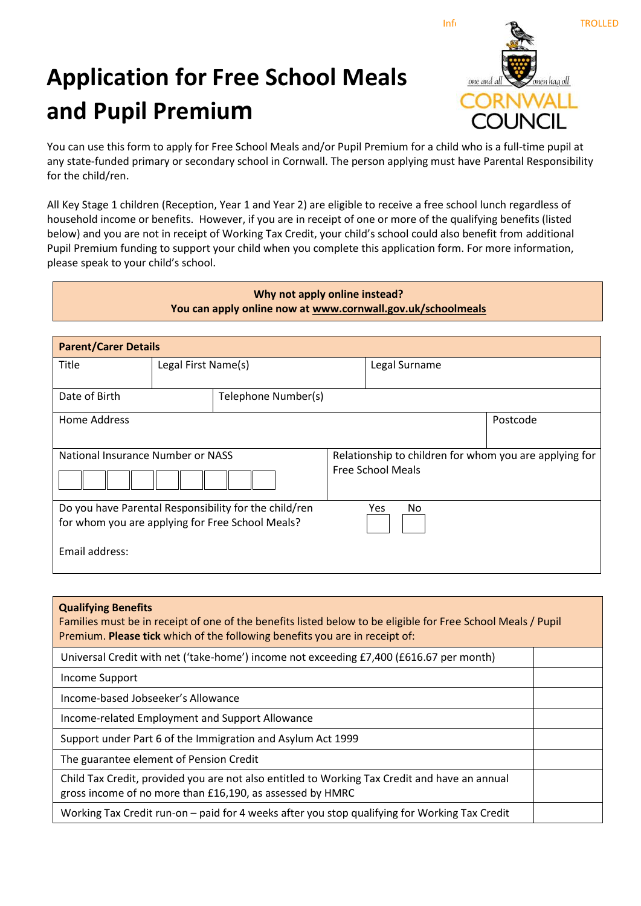# Application for Free School Meals and Pupil Premium

You can use this form to apply for Free School Meals and/or Pupil Premium for a child who is a full-time pupil at any state-funded primary or secondary school in Cornwall. The person applying must have Parental Responsibility for the child/ren.

All Key Stage 1 children (Reception, Year 1 and Year 2) are eligible to receive a free school lunch regardless of household income or benefits. However, if you are in receipt of one or more of the qualifying benefits (listed below) and you are not in receipt of Working Tax Credit, your child's school could also benefit from additional Pupil Premium funding to support your child when you complete this application form. For more information, please speak to your child's school.

**Why not apply online instead?**
**You can apply online now at www.cornwall.gov.uk/schoolmeals**

## Parent/Carer Details

| Title | Legal First Name(s) | Legal Surname |
|---|---|---|
| | | |

| Date of Birth | Telephone Number(s) |
|---|---|
| | |

| Home Address | Postcode |
|---|---|
| | |

| National Insurance Number or NASS | Relationship to children for whom you are applying for Free School Meals |
|---|---|
| ☐☐☐☐☐☐☐☐☐ | |

Do you have Parental Responsibility for the child/ren for whom you are applying for Free School Meals? Yes ☐ No ☐

Email address:

## Qualifying Benefits

Families must be in receipt of one of the benefits listed below to be eligible for Free School Meals / Pupil Premium. **Please tick** which of the following benefits you are in receipt of:

| Benefit | Tick |
|---|---|
| Universal Credit with net ('take-home') income not exceeding £7,400 (£616.67 per month) | |
| Income Support | |
| Income-based Jobseeker's Allowance | |
| Income-related Employment and Support Allowance | |
| Support under Part 6 of the Immigration and Asylum Act 1999 | |
| The guarantee element of Pension Credit | |
| Child Tax Credit, provided you are not also entitled to Working Tax Credit and have an annual gross income of no more than £16,190, as assessed by HMRC | |
| Working Tax Credit run-on – paid for 4 weeks after you stop qualifying for Working Tax Credit | |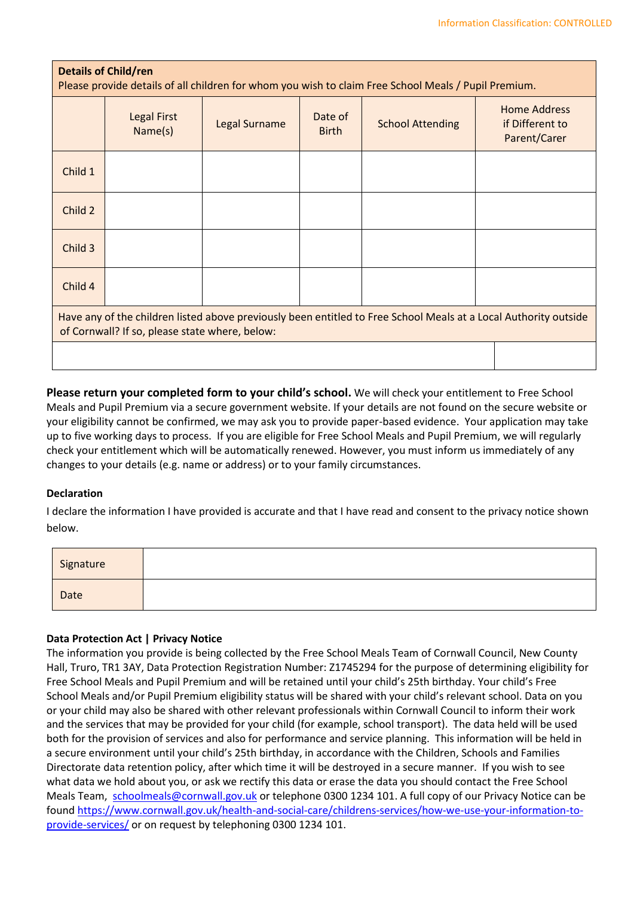Information Classification: CONTROLLED

| Details of Child/ren<br>Please provide details of all children for whom you wish to claim Free School Meals / Pupil Premium. | | | | | |
|---|---|---|---|---|---|
| | Legal First Name(s) | Legal Surname | Date of Birth | School Attending | Home Address if Different to Parent/Carer |
| Child 1 | | | | | |
| Child 2 | | | | | |
| Child 3 | | | | | |
| Child 4 | | | | | |

| Have any of the children listed above previously been entitled to Free School Meals at a Local Authority outside of Cornwall? If so, please state where, below: | |
|---|---|
| | |

**Please return your completed form to your child's school.** We will check your entitlement to Free School Meals and Pupil Premium via a secure government website. If your details are not found on the secure website or your eligibility cannot be confirmed, we may ask you to provide paper-based evidence. Your application may take up to five working days to process. If you are eligible for Free School Meals and Pupil Premium, we will regularly check your entitlement which will be automatically renewed. However, you must inform us immediately of any changes to your details (e.g. name or address) or to your family circumstances.

**Declaration**

I declare the information I have provided is accurate and that I have read and consent to the privacy notice shown below.

| | |
|---|---|
| Signature | |
| Date | |

**Data Protection Act | Privacy Notice**

The information you provide is being collected by the Free School Meals Team of Cornwall Council, New County Hall, Truro, TR1 3AY, Data Protection Registration Number: Z1745294 for the purpose of determining eligibility for Free School Meals and Pupil Premium and will be retained until your child's 25th birthday. Your child's Free School Meals and/or Pupil Premium eligibility status will be shared with your child's relevant school. Data on you or your child may also be shared with other relevant professionals within Cornwall Council to inform their work and the services that may be provided for your child (for example, school transport). The data held will be used both for the provision of services and also for performance and service planning. This information will be held in a secure environment until your child's 25th birthday, in accordance with the Children, Schools and Families Directorate data retention policy, after which time it will be destroyed in a secure manner. If you wish to see what data we hold about you, or ask we rectify this data or erase the data you should contact the Free School Meals Team, schoolmeals@cornwall.gov.uk or telephone 0300 1234 101. A full copy of our Privacy Notice can be found https://www.cornwall.gov.uk/health-and-social-care/childrens-services/how-we-use-your-information-to-provide-services/ or on request by telephoning 0300 1234 101.